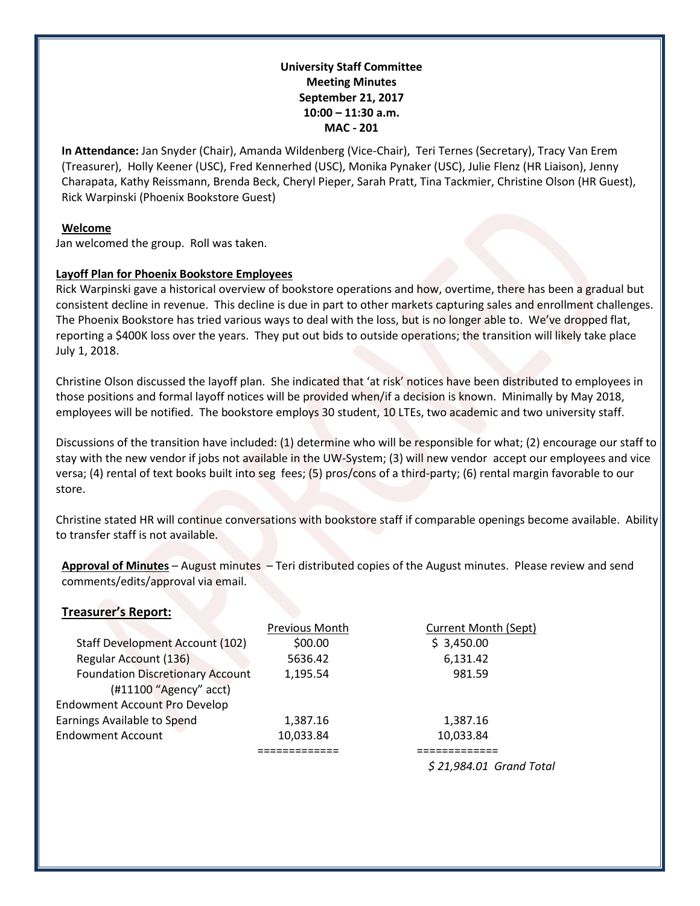**University Staff Committee**
**Meeting Minutes**
**September 21, 2017**
**10:00 – 11:30 a.m.**
**MAC - 201**

**In Attendance:** Jan Snyder (Chair), Amanda Wildenberg (Vice-Chair), Teri Ternes (Secretary), Tracy Van Erem (Treasurer), Holly Keener (USC), Fred Kennerhed (USC), Monika Pynaker (USC), Julie Flenz (HR Liaison), Jenny Charapata, Kathy Reissmann, Brenda Beck, Cheryl Pieper, Sarah Pratt, Tina Tackmier, Christine Olson (HR Guest), Rick Warpinski (Phoenix Bookstore Guest)

## Welcome

Jan welcomed the group. Roll was taken.

## Layoff Plan for Phoenix Bookstore Employees

Rick Warpinski gave a historical overview of bookstore operations and how, overtime, there has been a gradual but consistent decline in revenue. This decline is due in part to other markets capturing sales and enrollment challenges. The Phoenix Bookstore has tried various ways to deal with the loss, but is no longer able to. We've dropped flat, reporting a $400K loss over the years. They put out bids to outside operations; the transition will likely take place July 1, 2018.

Christine Olson discussed the layoff plan. She indicated that 'at risk' notices have been distributed to employees in those positions and formal layoff notices will be provided when/if a decision is known. Minimally by May 2018, employees will be notified. The bookstore employs 30 student, 10 LTEs, two academic and two university staff.

Discussions of the transition have included: (1) determine who will be responsible for what; (2) encourage our staff to stay with the new vendor if jobs not available in the UW-System; (3) will new vendor accept our employees and vice versa; (4) rental of text books built into seg fees; (5) pros/cons of a third-party; (6) rental margin favorable to our store.

Christine stated HR will continue conversations with bookstore staff if comparable openings become available. Ability to transfer staff is not available.

**Approval of Minutes** – August minutes – Teri distributed copies of the August minutes. Please review and send comments/edits/approval via email.

## Treasurer's Report:

| | Previous Month | Current Month (Sept) |
|---|---|---|
| Staff Development Account (102) | $00.00 | $ 3,450.00 |
| Regular Account (136) | 5636.42 | 6,131.42 |
| Foundation Discretionary Account (#11100 "Agency" acct) | 1,195.54 | 981.59 |
| Endowment Account Pro Develop | | |
| Earnings Available to Spend | 1,387.16 | 1,387.16 |
| Endowment Account | 10,033.84 | 10,033.84 |
| | ============= | ============= |
| | | *$ 21,984.01 Grand Total* |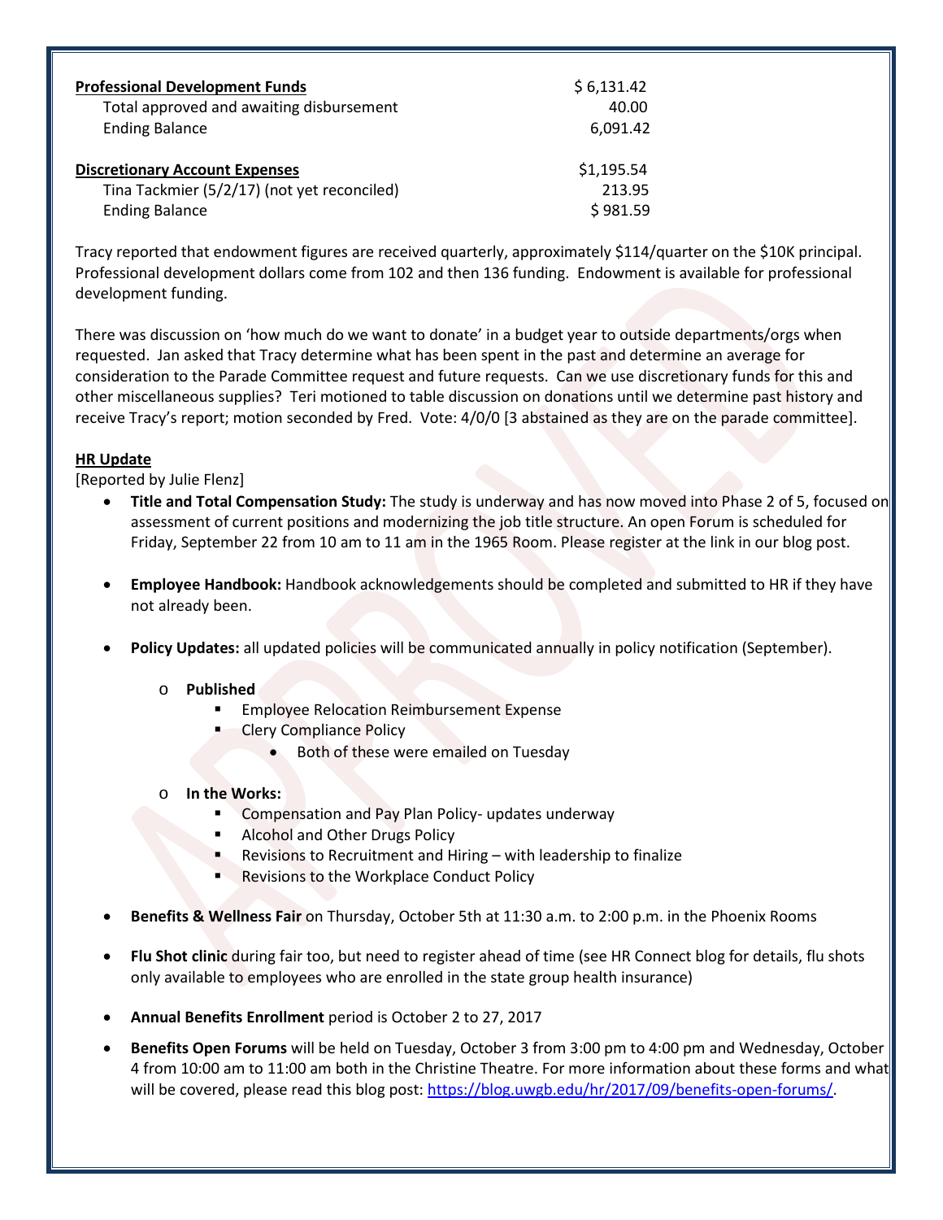| | |
|---|---|
| **Professional Development Funds** | $ 6,131.42 |
| Total approved and awaiting disbursement | 40.00 |
| Ending Balance | 6,091.42 |
| | |
| **Discretionary Account Expenses** | $1,195.54 |
| Tina Tackmier (5/2/17) (not yet reconciled) | 213.95 |
| Ending Balance | $ 981.59 |

Tracy reported that endowment figures are received quarterly, approximately $114/quarter on the $10K principal. Professional development dollars come from 102 and then 136 funding. Endowment is available for professional development funding.

There was discussion on 'how much do we want to donate' in a budget year to outside departments/orgs when requested. Jan asked that Tracy determine what has been spent in the past and determine an average for consideration to the Parade Committee request and future requests. Can we use discretionary funds for this and other miscellaneous supplies? Teri motioned to table discussion on donations until we determine past history and receive Tracy's report; motion seconded by Fred. Vote: 4/0/0 [3 abstained as they are on the parade committee].

**HR Update**

[Reported by Julie Flenz]

- **Title and Total Compensation Study:** The study is underway and has now moved into Phase 2 of 5, focused on assessment of current positions and modernizing the job title structure. An open Forum is scheduled for Friday, September 22 from 10 am to 11 am in the 1965 Room. Please register at the link in our blog post.

- **Employee Handbook:** Handbook acknowledgements should be completed and submitted to HR if they have not already been.

- **Policy Updates:** all updated policies will be communicated annually in policy notification (September).

  - **Published**
    - Employee Relocation Reimbursement Expense
    - Clery Compliance Policy
      - Both of these were emailed on Tuesday

  - **In the Works:**
    - Compensation and Pay Plan Policy- updates underway
    - Alcohol and Other Drugs Policy
    - Revisions to Recruitment and Hiring – with leadership to finalize
    - Revisions to the Workplace Conduct Policy

- **Benefits & Wellness Fair** on Thursday, October 5th at 11:30 a.m. to 2:00 p.m. in the Phoenix Rooms

- **Flu Shot clinic** during fair too, but need to register ahead of time (see HR Connect blog for details, flu shots only available to employees who are enrolled in the state group health insurance)

- **Annual Benefits Enrollment** period is October 2 to 27, 2017

- **Benefits Open Forums** will be held on Tuesday, October 3 from 3:00 pm to 4:00 pm and Wednesday, October 4 from 10:00 am to 11:00 am both in the Christine Theatre. For more information about these forms and what will be covered, please read this blog post: https://blog.uwgb.edu/hr/2017/09/benefits-open-forums/.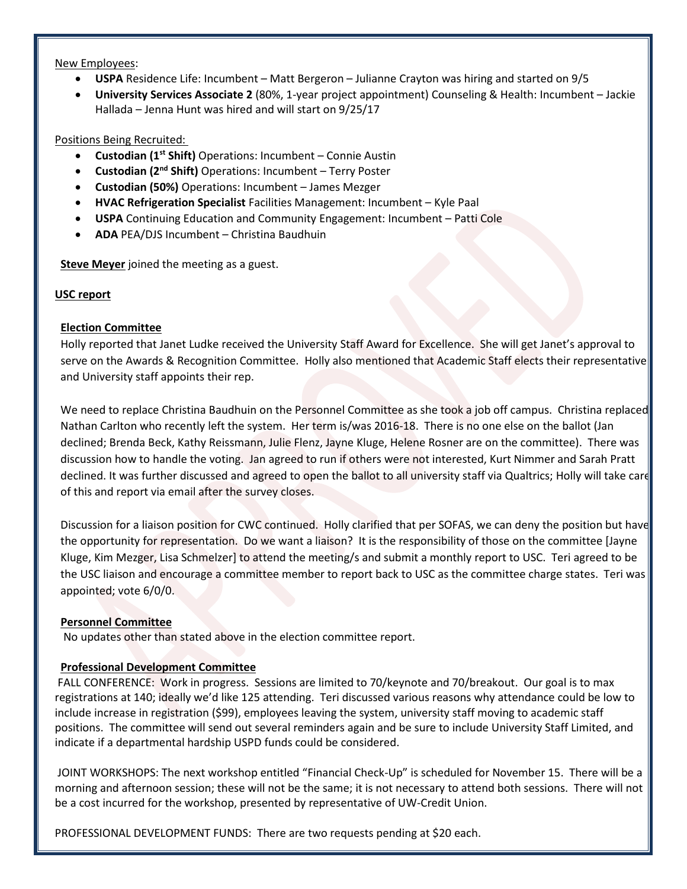New Employees:

- **USPA** Residence Life: Incumbent – Matt Bergeron – Julianne Crayton was hiring and started on 9/5
- **University Services Associate 2** (80%, 1-year project appointment) Counseling & Health: Incumbent – Jackie Hallada – Jenna Hunt was hired and will start on 9/25/17

Positions Being Recruited:

- **Custodian (1st Shift)** Operations: Incumbent – Connie Austin
- **Custodian (2nd Shift)** Operations: Incumbent – Terry Poster
- **Custodian (50%)** Operations: Incumbent – James Mezger
- **HVAC Refrigeration Specialist** Facilities Management: Incumbent – Kyle Paal
- **USPA** Continuing Education and Community Engagement: Incumbent – Patti Cole
- **ADA** PEA/DJS Incumbent – Christina Baudhuin

**Steve Meyer** joined the meeting as a guest.

**USC report**

**Election Committee**

Holly reported that Janet Ludke received the University Staff Award for Excellence. She will get Janet's approval to serve on the Awards & Recognition Committee. Holly also mentioned that Academic Staff elects their representative and University staff appoints their rep.

We need to replace Christina Baudhuin on the Personnel Committee as she took a job off campus. Christina replaced Nathan Carlton who recently left the system. Her term is/was 2016-18. There is no one else on the ballot (Jan declined; Brenda Beck, Kathy Reissmann, Julie Flenz, Jayne Kluge, Helene Rosner are on the committee). There was discussion how to handle the voting. Jan agreed to run if others were not interested, Kurt Nimmer and Sarah Pratt declined. It was further discussed and agreed to open the ballot to all university staff via Qualtrics; Holly will take care of this and report via email after the survey closes.

Discussion for a liaison position for CWC continued. Holly clarified that per SOFAS, we can deny the position but have the opportunity for representation. Do we want a liaison? It is the responsibility of those on the committee [Jayne Kluge, Kim Mezger, Lisa Schmelzer] to attend the meeting/s and submit a monthly report to USC. Teri agreed to be the USC liaison and encourage a committee member to report back to USC as the committee charge states. Teri was appointed; vote 6/0/0.

**Personnel Committee**

No updates other than stated above in the election committee report.

**Professional Development Committee**

FALL CONFERENCE: Work in progress. Sessions are limited to 70/keynote and 70/breakout. Our goal is to max registrations at 140; ideally we'd like 125 attending. Teri discussed various reasons why attendance could be low to include increase in registration ($99), employees leaving the system, university staff moving to academic staff positions. The committee will send out several reminders again and be sure to include University Staff Limited, and indicate if a departmental hardship USPD funds could be considered.

JOINT WORKSHOPS: The next workshop entitled "Financial Check-Up" is scheduled for November 15. There will be a morning and afternoon session; these will not be the same; it is not necessary to attend both sessions. There will not be a cost incurred for the workshop, presented by representative of UW-Credit Union.

PROFESSIONAL DEVELOPMENT FUNDS: There are two requests pending at $20 each.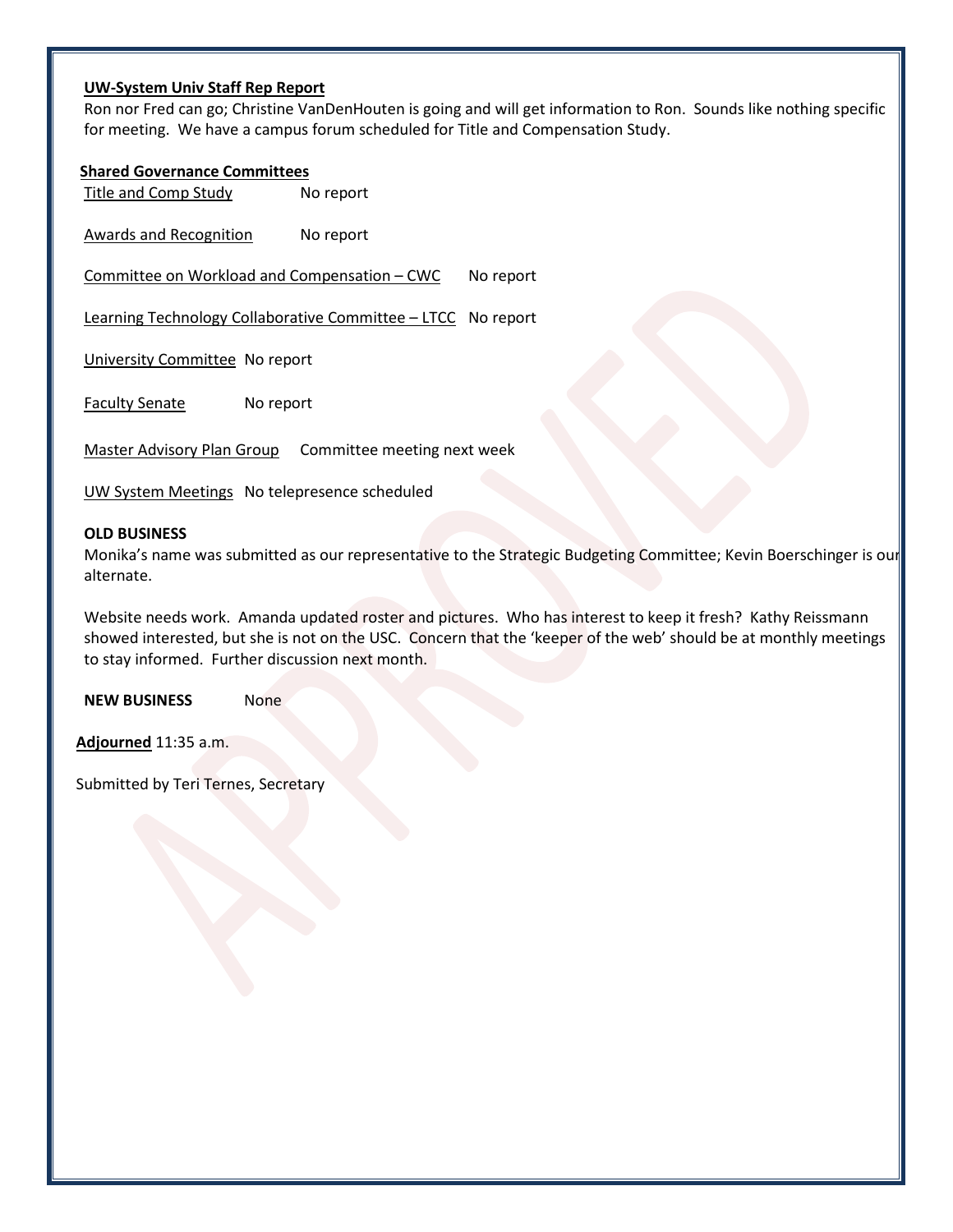**UW-System Univ Staff Rep Report**

Ron nor Fred can go; Christine VanDenHouten is going and will get information to Ron. Sounds like nothing specific for meeting. We have a campus forum scheduled for Title and Compensation Study.

**Shared Governance Committees**

Title and Comp Study No report

Awards and Recognition No report

Committee on Workload and Compensation – CWC No report

Learning Technology Collaborative Committee – LTCC No report

University Committee No report

Faculty Senate No report

Master Advisory Plan Group Committee meeting next week

UW System Meetings No telepresence scheduled

**OLD BUSINESS**

Monika's name was submitted as our representative to the Strategic Budgeting Committee; Kevin Boerschinger is our alternate.

Website needs work. Amanda updated roster and pictures. Who has interest to keep it fresh? Kathy Reissmann showed interested, but she is not on the USC. Concern that the 'keeper of the web' should be at monthly meetings to stay informed. Further discussion next month.

**NEW BUSINESS** None

**Adjourned** 11:35 a.m.

Submitted by Teri Ternes, Secretary